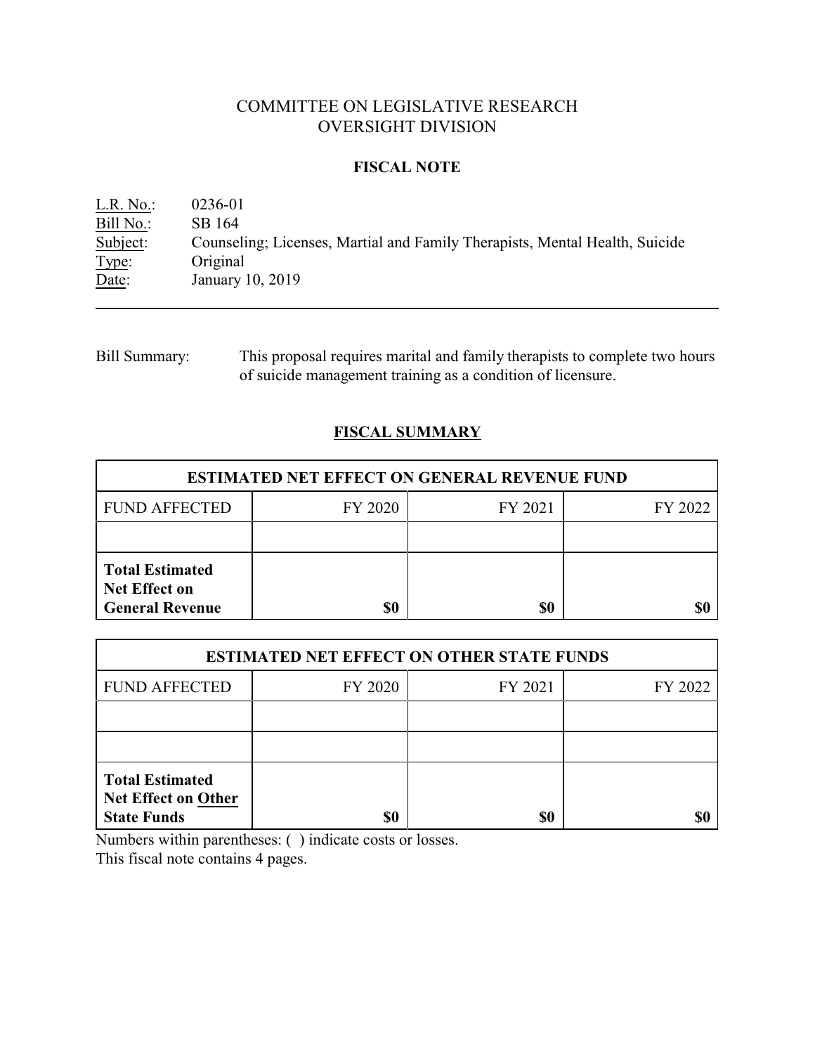# COMMITTEE ON LEGISLATIVE RESEARCH
# OVERSIGHT DIVISION

## FISCAL NOTE

L.R. No.: 0236-01
Bill No.: SB 164
Subject: Counseling; Licenses, Martial and Family Therapists, Mental Health, Suicide
Type: Original
Date: January 10, 2019

---

Bill Summary: This proposal requires marital and family therapists to complete two hours of suicide management training as a condition of licensure.

## FISCAL SUMMARY

| ESTIMATED NET EFFECT ON GENERAL REVENUE FUND | | | |
|---|---|---|---|
| FUND AFFECTED | FY 2020 | FY 2021 | FY 2022 |
| | | | |
| **Total Estimated Net Effect on General Revenue** | **$0** | **$0** | **$0** |

| ESTIMATED NET EFFECT ON OTHER STATE FUNDS | | | |
|---|---|---|---|
| FUND AFFECTED | FY 2020 | FY 2021 | FY 2022 |
| | | | |
| | | | |
| **Total Estimated Net Effect on Other State Funds** | **$0** | **$0** | **$0** |

Numbers within parentheses: ( ) indicate costs or losses.
This fiscal note contains 4 pages.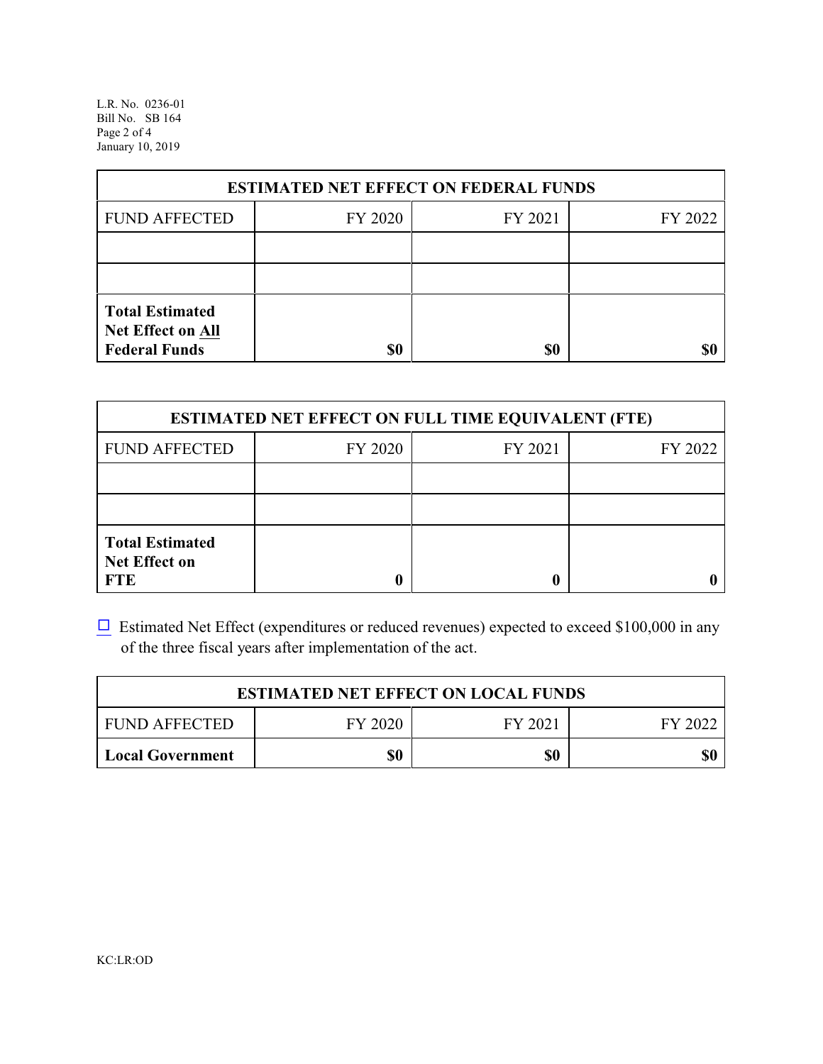| ESTIMATED NET EFFECT ON FEDERAL FUNDS | | | |
|---|---|---|---|
| FUND AFFECTED | FY 2020 | FY 2021 | FY 2022 |
| | | | |
| | | | |
| **Total Estimated Net Effect on All Federal Funds** | **$0** | **$0** | **$0** |

| ESTIMATED NET EFFECT ON FULL TIME EQUIVALENT (FTE) | | | |
|---|---|---|---|
| FUND AFFECTED | FY 2020 | FY 2021 | FY 2022 |
| | | | |
| | | | |
| **Total Estimated Net Effect on FTE** | **0** | **0** | **0** |

☐ Estimated Net Effect (expenditures or reduced revenues) expected to exceed $100,000 in any of the three fiscal years after implementation of the act.

| ESTIMATED NET EFFECT ON LOCAL FUNDS | | | |
|---|---|---|---|
| FUND AFFECTED | FY 2020 | FY 2021 | FY 2022 |
| **Local Government** | **$0** | **$0** | **$0** |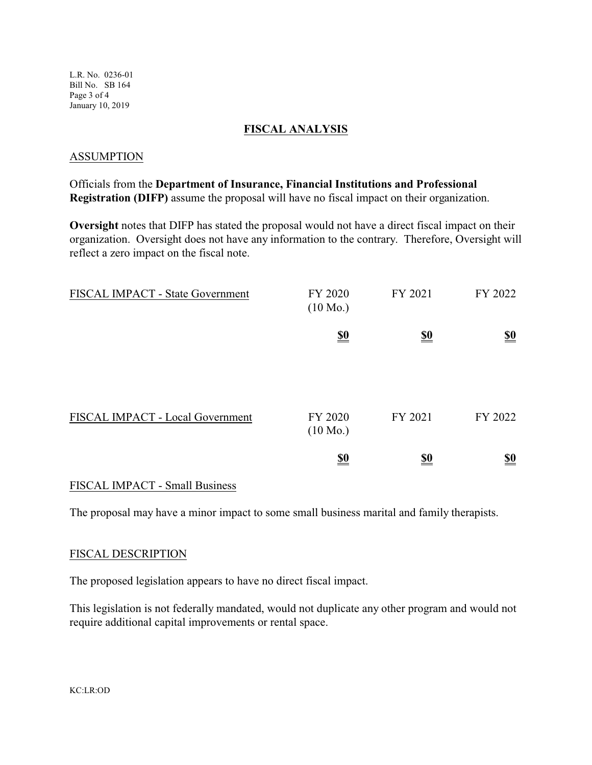## FISCAL ANALYSIS

### ASSUMPTION

Officials from the **Department of Insurance, Financial Institutions and Professional Registration (DIFP)** assume the proposal will have no fiscal impact on their organization.

**Oversight** notes that DIFP has stated the proposal would not have a direct fiscal impact on their organization. Oversight does not have any information to the contrary. Therefore, Oversight will reflect a zero impact on the fiscal note.

| FISCAL IMPACT - State Government | FY 2020 (10 Mo.) | FY 2021 | FY 2022 |
|---|---|---|---|
| | **$0** | **$0** | **$0** |

| FISCAL IMPACT - Local Government | FY 2020 (10 Mo.) | FY 2021 | FY 2022 |
|---|---|---|---|
| | **$0** | **$0** | **$0** |

### FISCAL IMPACT - Small Business

The proposal may have a minor impact to some small business marital and family therapists.

### FISCAL DESCRIPTION

The proposed legislation appears to have no direct fiscal impact.

This legislation is not federally mandated, would not duplicate any other program and would not require additional capital improvements or rental space.

KC:LR:OD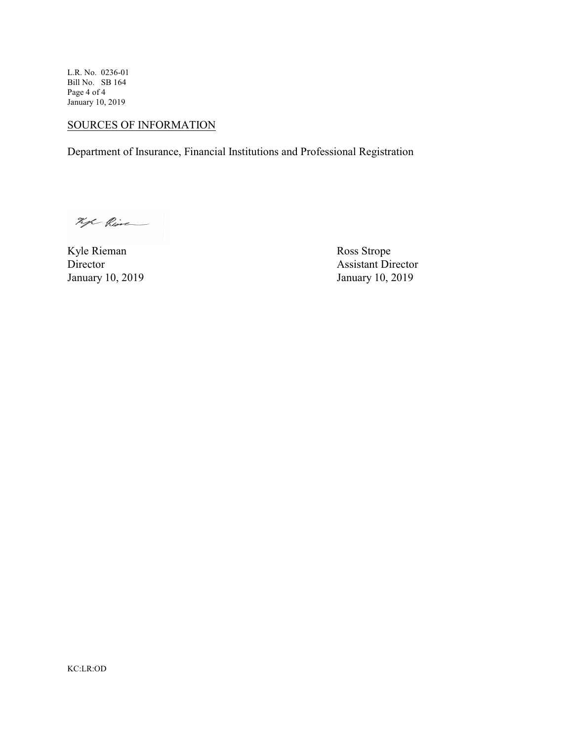L.R. No. 0236-01
Bill No. SB 164
January 10, 2019

SOURCES OF INFORMATION

Department of Insurance, Financial Institutions and Professional Registration

| | |
|---|---|
| Kyle Rieman | Ross Strope |
| Director | Assistant Director |
| January 10, 2019 | January 10, 2019 |

KC:LR:OD